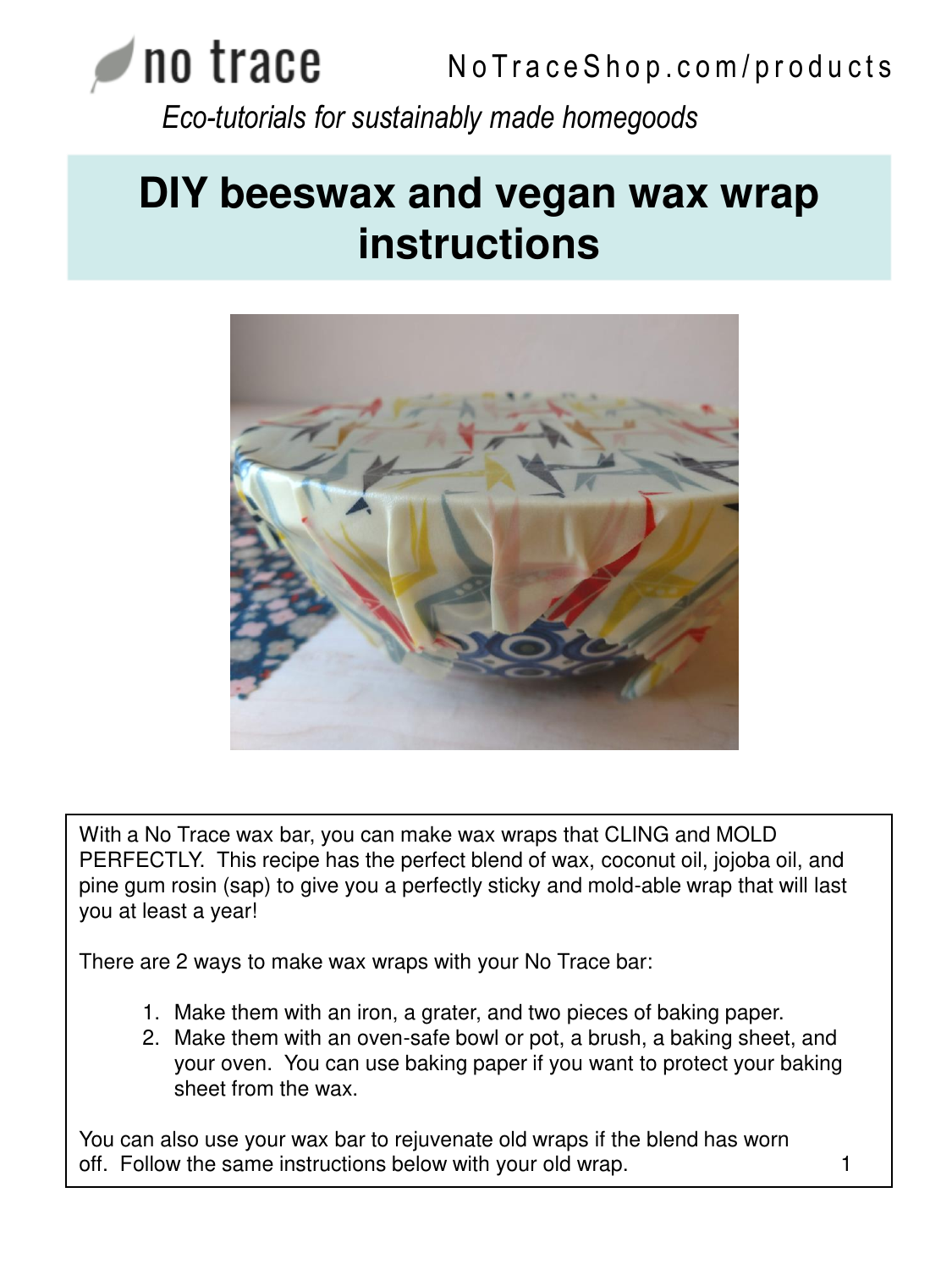no trace

NoTraceShop.com/products

*Eco-tutorials for sustainably made homegoods*

# DIY beeswax and vegan wax wrap instructions

With a No Trace wax bar, you can make wax wraps that CLING and MOLD PERFECTLY. This recipe has the perfect blend of wax, coconut oil, jojoba oil, and pine gum rosin (sap) to give you a perfectly sticky and mold-able wrap that will last you at least a year!

There are 2 ways to make wax wraps with your No Trace bar:

1. Make them with an iron, a grater, and two pieces of baking paper.
2. Make them with an oven-safe bowl or pot, a brush, a baking sheet, and your oven. You can use baking paper if you want to protect your baking sheet from the wax.

You can also use your wax bar to rejuvenate old wraps if the blend has worn off. Follow the same instructions below with your old wrap.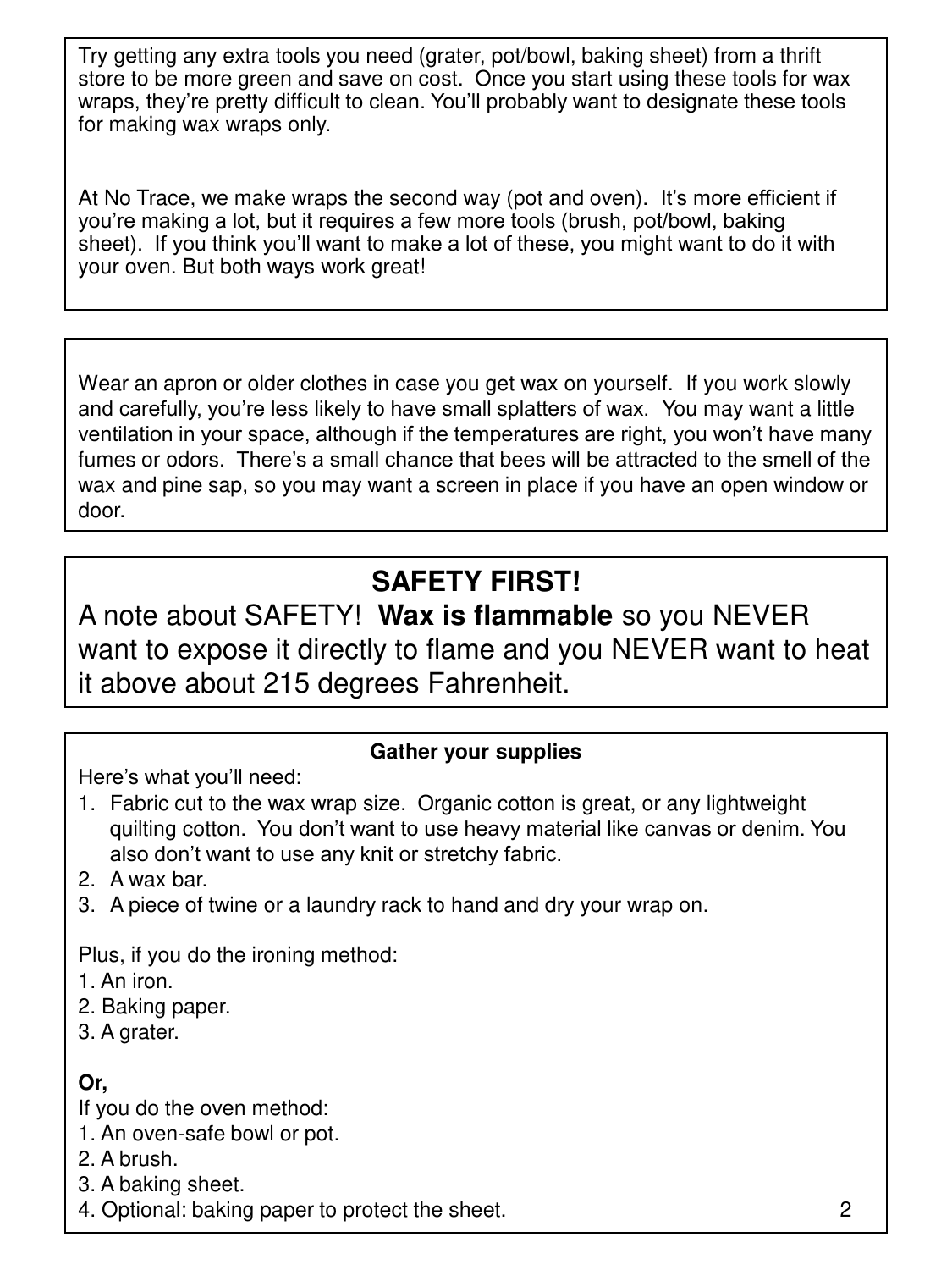Try getting any extra tools you need (grater, pot/bowl, baking sheet) from a thrift store to be more green and save on cost. Once you start using these tools for wax wraps, they're pretty difficult to clean. You'll probably want to designate these tools for making wax wraps only.

At No Trace, we make wraps the second way (pot and oven). It's more efficient if you're making a lot, but it requires a few more tools (brush, pot/bowl, baking sheet). If you think you'll want to make a lot of these, you might want to do it with your oven. But both ways work great!

Wear an apron or older clothes in case you get wax on yourself. If you work slowly and carefully, you're less likely to have small splatters of wax. You may want a little ventilation in your space, although if the temperatures are right, you won't have many fumes or odors. There's a small chance that bees will be attracted to the smell of the wax and pine sap, so you may want a screen in place if you have an open window or door.

## SAFETY FIRST!

A note about SAFETY! **Wax is flammable** so you NEVER want to expose it directly to flame and you NEVER want to heat it above about 215 degrees Fahrenheit.

### Gather your supplies

Here's what you'll need:

1. Fabric cut to the wax wrap size. Organic cotton is great, or any lightweight quilting cotton. You don't want to use heavy material like canvas or denim. You also don't want to use any knit or stretchy fabric.
2. A wax bar.
3. A piece of twine or a laundry rack to hand and dry your wrap on.

Plus, if you do the ironing method:

1. An iron.
2. Baking paper.
3. A grater.

**Or,**

If you do the oven method:

1. An oven-safe bowl or pot.
2. A brush.
3. A baking sheet.
4. Optional: baking paper to protect the sheet.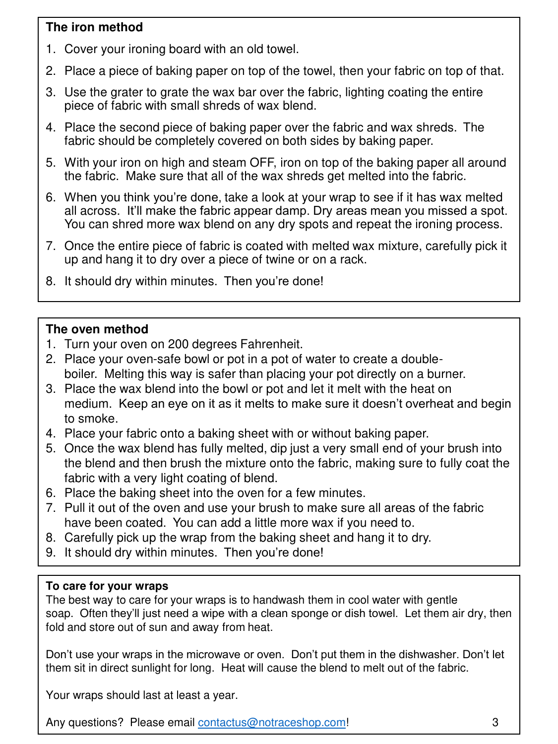**The iron method**

1. Cover your ironing board with an old towel.
2. Place a piece of baking paper on top of the towel, then your fabric on top of that.
3. Use the grater to grate the wax bar over the fabric, lighting coating the entire piece of fabric with small shreds of wax blend.
4. Place the second piece of baking paper over the fabric and wax shreds. The fabric should be completely covered on both sides by baking paper.
5. With your iron on high and steam OFF, iron on top of the baking paper all around the fabric. Make sure that all of the wax shreds get melted into the fabric.
6. When you think you're done, take a look at your wrap to see if it has wax melted all across. It'll make the fabric appear damp. Dry areas mean you missed a spot. You can shred more wax blend on any dry spots and repeat the ironing process.
7. Once the entire piece of fabric is coated with melted wax mixture, carefully pick it up and hang it to dry over a piece of twine or on a rack.
8. It should dry within minutes. Then you're done!

**The oven method**

1. Turn your oven on 200 degrees Fahrenheit.
2. Place your oven-safe bowl or pot in a pot of water to create a double-boiler. Melting this way is safer than placing your pot directly on a burner.
3. Place the wax blend into the bowl or pot and let it melt with the heat on medium. Keep an eye on it as it melts to make sure it doesn't overheat and begin to smoke.
4. Place your fabric onto a baking sheet with or without baking paper.
5. Once the wax blend has fully melted, dip just a very small end of your brush into the blend and then brush the mixture onto the fabric, making sure to fully coat the fabric with a very light coating of blend.
6. Place the baking sheet into the oven for a few minutes.
7. Pull it out of the oven and use your brush to make sure all areas of the fabric have been coated. You can add a little more wax if you need to.
8. Carefully pick up the wrap from the baking sheet and hang it to dry.
9. It should dry within minutes. Then you're done!

**To care for your wraps**

The best way to care for your wraps is to handwash them in cool water with gentle soap. Often they'll just need a wipe with a clean sponge or dish towel. Let them air dry, then fold and store out of sun and away from heat.

Don't use your wraps in the microwave or oven. Don't put them in the dishwasher. Don't let them sit in direct sunlight for long. Heat will cause the blend to melt out of the fabric.

Your wraps should last at least a year.

Any questions? Please email contactus@notraceshop.com!